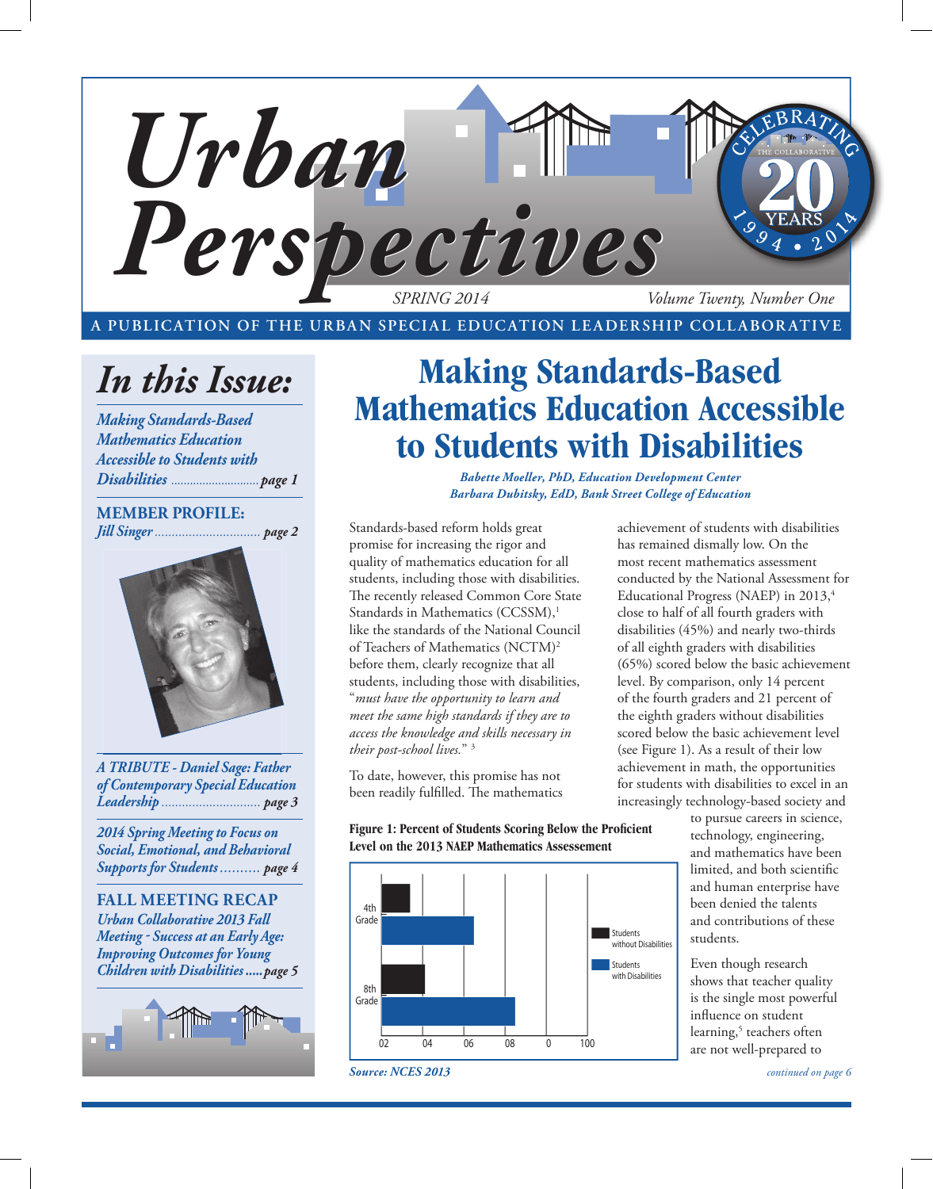# Urban Perspectives

SPRING 2014 — Volume Twenty, Number One

CELEBRATING THE COLLABORATIVE 20 YEARS 1994 • 2014

A PUBLICATION OF THE URBAN SPECIAL EDUCATION LEADERSHIP COLLABORATIVE

## In this Issue:

*Making Standards-Based Mathematics Education Accessible to Students with Disabilities* ............ page 1

**MEMBER PROFILE:**
*Jill Singer* ............ page 2

*A TRIBUTE - Daniel Sage: Father of Contemporary Special Education Leadership* ............ page 3

*2014 Spring Meeting to Focus on Social, Emotional, and Behavioral Supports for Students* .......... page 4

**FALL MEETING RECAP**
*Urban Collaborative 2013 Fall Meeting - Success at an Early Age: Improving Outcomes for Young Children with Disabilities* ..... page 5

# Making Standards-Based Mathematics Education Accessible to Students with Disabilities

***Babette Moeller, PhD, Education Development Center***
***Barbara Dubitsky, EdD, Bank Street College of Education***

Standards-based reform holds great promise for increasing the rigor and quality of mathematics education for all students, including those with disabilities. The recently released Common Core State Standards in Mathematics (CCSSM),[1] like the standards of the National Council of Teachers of Mathematics (NCTM)[2] before them, clearly recognize that all students, including those with disabilities, "*must have the opportunity to learn and meet the same high standards if they are to access the knowledge and skills necessary in their post-school lives.*" [3]

To date, however, this promise has not been readily fulfilled. The mathematics achievement of students with disabilities has remained dismally low. On the most recent mathematics assessment conducted by the National Assessment for Educational Progress (NAEP) in 2013,[4] close to half of all fourth graders with disabilities (45%) and nearly two-thirds of all eighth graders with disabilities (65%) scored below the basic achievement level. By comparison, only 14 percent of the fourth graders and 21 percent of the eighth graders without disabilities scored below the basic achievement level (see Figure 1). As a result of their low achievement in math, the opportunities for students with disabilities to excel in an increasingly technology-based society and to pursue careers in science, technology, engineering, and mathematics have been limited, and both scientific and human enterprise have been denied the talents and contributions of these students.

**Figure 1: Percent of Students Scoring Below the Proficient Level on the 2013 NAEP Mathematics Assessement**

| | Students without Disabilities | Students with Disabilities |
|---|---|---|
| 4th Grade | 14 | 45 |
| 8th Grade | 21 | 65 |

*Source: NCES 2013*

Even though research shows that teacher quality is the single most powerful influence on student learning,[5] teachers often are not well-prepared to

*continued on page 6*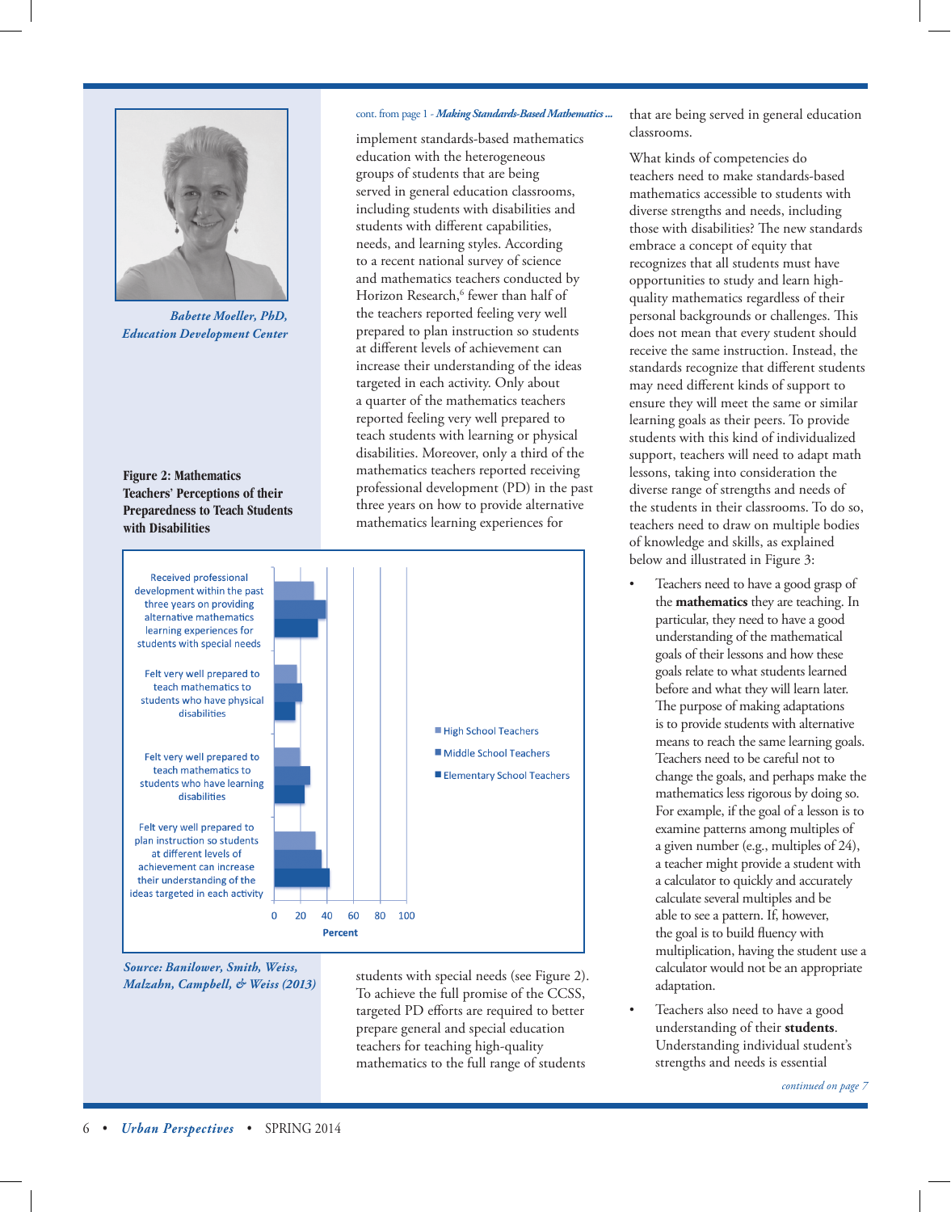*Babette Moeller, PhD, Education Development Center*

cont. from page 1 - ***Making Standards-Based Mathematics ...***

implement standards-based mathematics education with the heterogeneous groups of students that are being served in general education classrooms, including students with disabilities and students with different capabilities, needs, and learning styles. According to a recent national survey of science and mathematics teachers conducted by Horizon Research,[6] fewer than half of the teachers reported feeling very well prepared to plan instruction so students at different levels of achievement can increase their understanding of the ideas targeted in each activity. Only about a quarter of the mathematics teachers reported feeling very well prepared to teach students with learning or physical disabilities. Moreover, only a third of the mathematics teachers reported receiving professional development (PD) in the past three years on how to provide alternative mathematics learning experiences for students with special needs (see Figure 2). To achieve the full promise of the CCSS, targeted PD efforts are required to better prepare general and special education teachers for teaching high-quality mathematics to the full range of students that are being served in general education classrooms.

**Figure 2: Mathematics Teachers' Perceptions of their Preparedness to Teach Students with Disabilities**

*Source: Banilower, Smith, Weiss, Malzahn, Campbell, & Weiss (2013)*

What kinds of competencies do teachers need to make standards-based mathematics accessible to students with diverse strengths and needs, including those with disabilities? The new standards embrace a concept of equity that recognizes that all students must have opportunities to study and learn high-quality mathematics regardless of their personal backgrounds or challenges. This does not mean that every student should receive the same instruction. Instead, the standards recognize that different students may need different kinds of support to ensure they will meet the same or similar learning goals as their peers. To provide students with this kind of individualized support, teachers will need to adapt math lessons, taking into consideration the diverse range of strengths and needs of the students in their classrooms. To do so, teachers need to draw on multiple bodies of knowledge and skills, as explained below and illustrated in Figure 3:

- Teachers need to have a good grasp of the **mathematics** they are teaching. In particular, they need to have a good understanding of the mathematical goals of their lessons and how these goals relate to what students learned before and what they will learn later. The purpose of making adaptations is to provide students with alternative means to reach the same learning goals. Teachers need to be careful not to change the goals, and perhaps make the mathematics less rigorous by doing so. For example, if the goal of a lesson is to examine patterns among multiples of a given number (e.g., multiples of 24), a teacher might provide a student with a calculator to quickly and accurately calculate several multiples and be able to see a pattern. If, however, the goal is to build fluency with multiplication, having the student use a calculator would not be an appropriate adaptation.
- Teachers also need to have a good understanding of their **students**. Understanding individual student's strengths and needs is essential

*continued on page 7*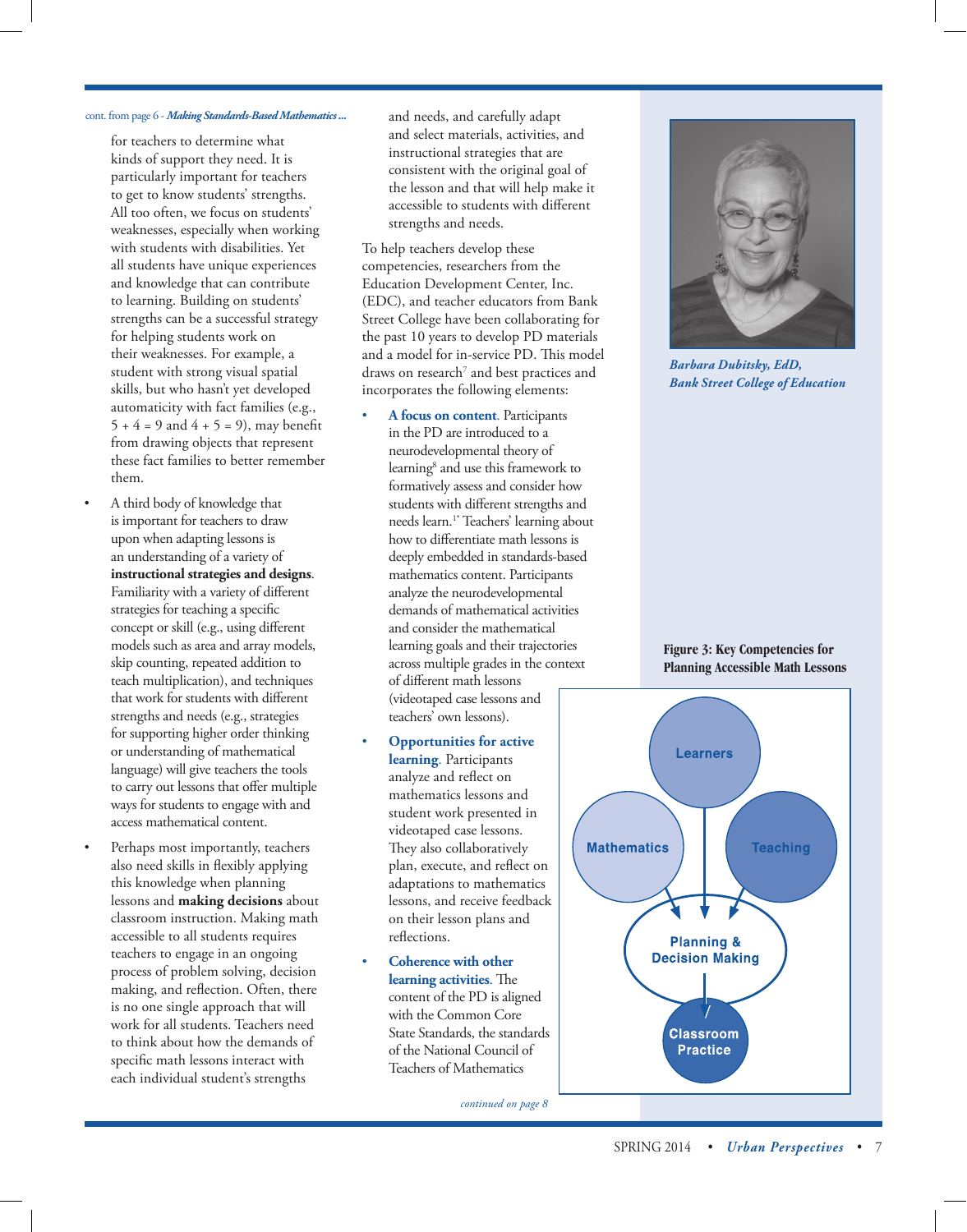cont. from page 6 - *Making Standards-Based Mathematics ...*

for teachers to determine what kinds of support they need. It is particularly important for teachers to get to know students' strengths. All too often, we focus on students' weaknesses, especially when working with students with disabilities. Yet all students have unique experiences and knowledge that can contribute to learning. Building on students' strengths can be a successful strategy for helping students work on their weaknesses. For example, a student with strong visual spatial skills, but who hasn't yet developed automaticity with fact families (e.g., 5 + 4 = 9 and 4 + 5 = 9), may benefit from drawing objects that represent these fact families to better remember them.

- A third body of knowledge that is important for teachers to draw upon when adapting lessons is an understanding of a variety of **instructional strategies and designs**. Familiarity with a variety of different strategies for teaching a specific concept or skill (e.g., using different models such as area and array models, skip counting, repeated addition to teach multiplication), and techniques that work for students with different strengths and needs (e.g., strategies for supporting higher order thinking or understanding of mathematical language) will give teachers the tools to carry out lessons that offer multiple ways for students to engage with and access mathematical content.

- Perhaps most importantly, teachers also need skills in flexibly applying this knowledge when planning lessons and **making decisions** about classroom instruction. Making math accessible to all students requires teachers to engage in an ongoing process of problem solving, decision making, and reflection. Often, there is no one single approach that will work for all students. Teachers need to think about how the demands of specific math lessons interact with each individual student's strengths and needs, and carefully adapt and select materials, activities, and instructional strategies that are consistent with the original goal of the lesson and that will help make it accessible to students with different strengths and needs.

To help teachers develop these competencies, researchers from the Education Development Center, Inc. (EDC), and teacher educators from Bank Street College have been collaborating for the past 10 years to develop PD materials and a model for in-service PD. This model draws on research[7] and best practices and incorporates the following elements:

- **A focus on content**. Participants in the PD are introduced to a neurodevelopmental theory of learning[8] and use this framework to formatively assess and consider how students with different strengths and needs learn.[1*] Teachers' learning about how to differentiate math lessons is deeply embedded in standards-based mathematics content. Participants analyze the neurodevelopmental demands of mathematical activities and consider the mathematical learning goals and their trajectories across multiple grades in the context of different math lessons (videotaped case lessons and teachers' own lessons).

- **Opportunities for active learning**. Participants analyze and reflect on mathematics lessons and student work presented in videotaped case lessons. They also collaboratively plan, execute, and reflect on adaptations to mathematics lessons, and receive feedback on their lesson plans and reflections.

- **Coherence with other learning activities**. The content of the PD is aligned with the Common Core State Standards, the standards of the National Council of Teachers of Mathematics

*continued on page 8*

*Barbara Dubitsky, EdD, Bank Street College of Education*

**Figure 3: Key Competencies for Planning Accessible Math Lessons**

Learners → Planning & Decision Making
Mathematics → Planning & Decision Making
Teaching → Planning & Decision Making
Planning & Decision Making → Classroom Practice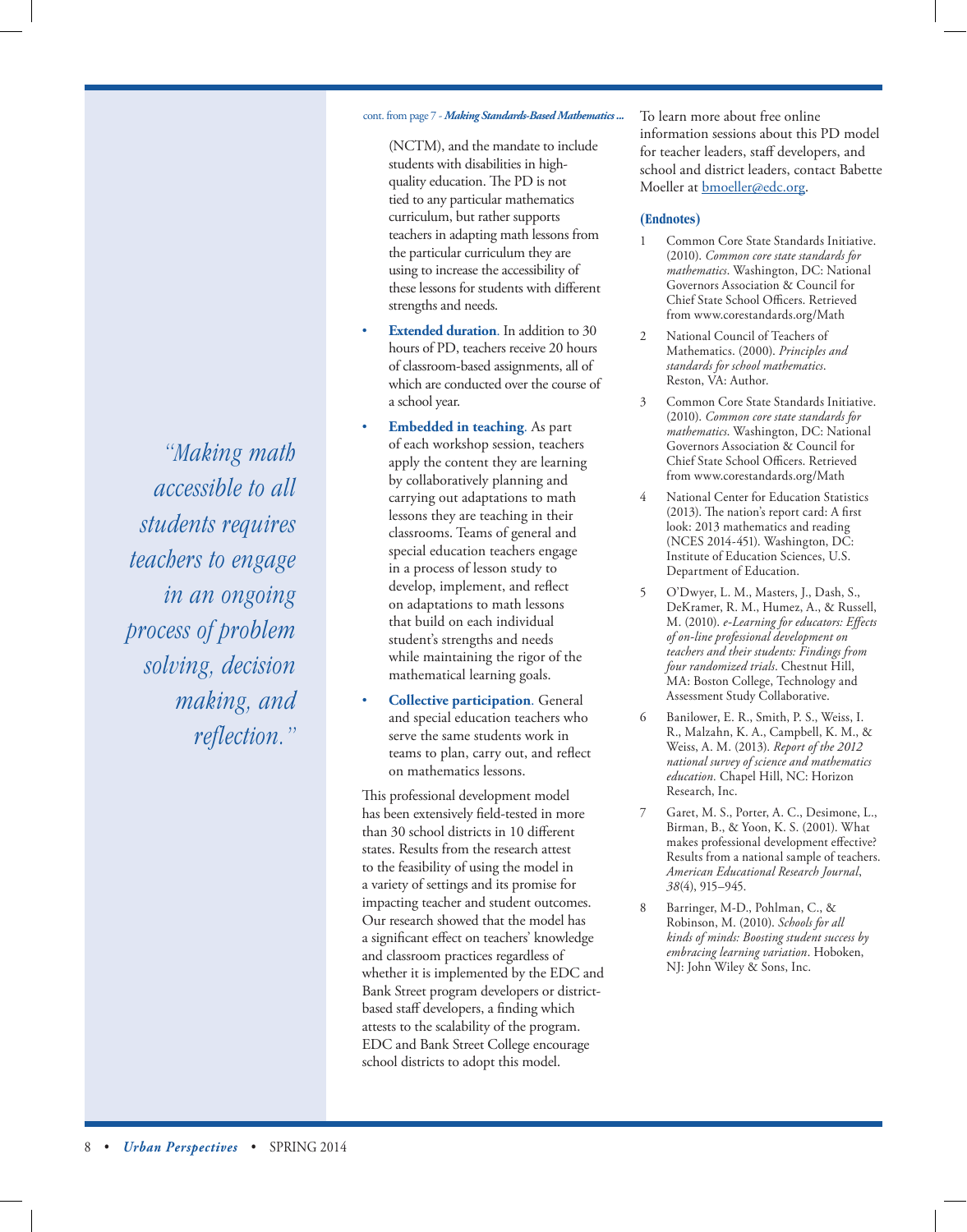cont. from page 7 - ***Making Standards-Based Mathematics ...***

(NCTM), and the mandate to include students with disabilities in high-quality education. The PD is not tied to any particular mathematics curriculum, but rather supports teachers in adapting math lessons from the particular curriculum they are using to increase the accessibility of these lessons for students with different strengths and needs.

- **Extended duration**. In addition to 30 hours of PD, teachers receive 20 hours of classroom-based assignments, all of which are conducted over the course of a school year.
- **Embedded in teaching**. As part of each workshop session, teachers apply the content they are learning by collaboratively planning and carrying out adaptations to math lessons they are teaching in their classrooms. Teams of general and special education teachers engage in a process of lesson study to develop, implement, and reflect on adaptations to math lessons that build on each individual student's strengths and needs while maintaining the rigor of the mathematical learning goals.
- **Collective participation**. General and special education teachers who serve the same students work in teams to plan, carry out, and reflect on mathematics lessons.

*"Making math accessible to all students requires teachers to engage in an ongoing process of problem solving, decision making, and reflection."*

This professional development model has been extensively field-tested in more than 30 school districts in 10 different states. Results from the research attest to the feasibility of using the model in a variety of settings and its promise for impacting teacher and student outcomes. Our research showed that the model has a significant effect on teachers' knowledge and classroom practices regardless of whether it is implemented by the EDC and Bank Street program developers or district-based staff developers, a finding which attests to the scalability of the program. EDC and Bank Street College encourage school districts to adopt this model.

To learn more about free online information sessions about this PD model for teacher leaders, staff developers, and school and district leaders, contact Babette Moeller at bmoeller@edc.org.

### (Endnotes)

1. Common Core State Standards Initiative. (2010). *Common core state standards for mathematics*. Washington, DC: National Governors Association & Council for Chief State School Officers. Retrieved from www.corestandards.org/Math
2. National Council of Teachers of Mathematics. (2000). *Principles and standards for school mathematics*. Reston, VA: Author.
3. Common Core State Standards Initiative. (2010). *Common core state standards for mathematics*. Washington, DC: National Governors Association & Council for Chief State School Officers. Retrieved from www.corestandards.org/Math
4. National Center for Education Statistics (2013). The nation's report card: A first look: 2013 mathematics and reading (NCES 2014-451). Washington, DC: Institute of Education Sciences, U.S. Department of Education.
5. O'Dwyer, L. M., Masters, J., Dash, S., DeKramer, R. M., Humez, A., & Russell, M. (2010). *e-Learning for educators: Effects of on-line professional development on teachers and their students: Findings from four randomized trials*. Chestnut Hill, MA: Boston College, Technology and Assessment Study Collaborative.
6. Banilower, E. R., Smith, P. S., Weiss, I. R., Malzahn, K. A., Campbell, K. M., & Weiss, A. M. (2013). *Report of the 2012 national survey of science and mathematics education.* Chapel Hill, NC: Horizon Research, Inc.
7. Garet, M. S., Porter, A. C., Desimone, L., Birman, B., & Yoon, K. S. (2001). What makes professional development effective? Results from a national sample of teachers. *American Educational Research Journal*, *38*(4), 915–945.
8. Barringer, M-D., Pohlman, C., & Robinson, M. (2010). *Schools for all kinds of minds: Boosting student success by embracing learning variation*. Hoboken, NJ: John Wiley & Sons, Inc.